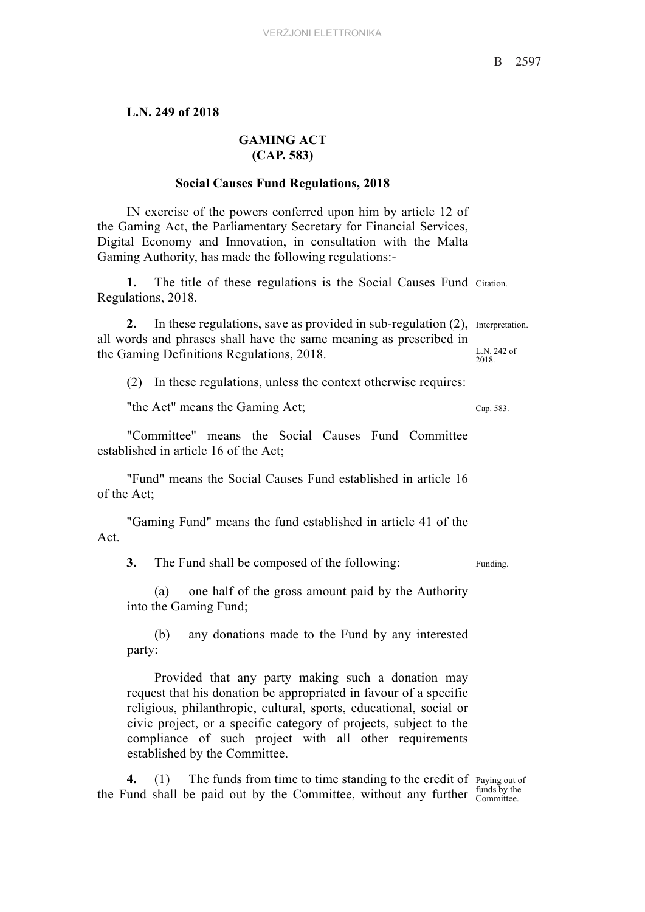**L.N. 249 of 2018**

## GAMING ACT
## (CAP. 583)

### Social Causes Fund Regulations, 2018

IN exercise of the powers conferred upon him by article 12 of the Gaming Act, the Parliamentary Secretary for Financial Services, Digital Economy and Innovation, in consultation with the Malta Gaming Authority, has made the following regulations:-

Citation.

**1.** The title of these regulations is the Social Causes Fund Regulations, 2018.

Interpretation.

L.N. 242 of 2018.

**2.** In these regulations, save as provided in sub-regulation (2), all words and phrases shall have the same meaning as prescribed in the Gaming Definitions Regulations, 2018.

(2) In these regulations, unless the context otherwise requires:

Cap. 583.

"the Act" means the Gaming Act;

"Committee" means the Social Causes Fund Committee established in article 16 of the Act;

"Fund" means the Social Causes Fund established in article 16 of the Act;

"Gaming Fund" means the fund established in article 41 of the Act.

Funding.

**3.** The Fund shall be composed of the following:

(a) one half of the gross amount paid by the Authority into the Gaming Fund;

(b) any donations made to the Fund by any interested party:

Provided that any party making such a donation may request that his donation be appropriated in favour of a specific religious, philanthropic, cultural, sports, educational, social or civic project, or a specific category of projects, subject to the compliance of such project with all other requirements established by the Committee.

Paying out of funds by the Committee.

**4.** (1) The funds from time to time standing to the credit of the Fund shall be paid out by the Committee, without any further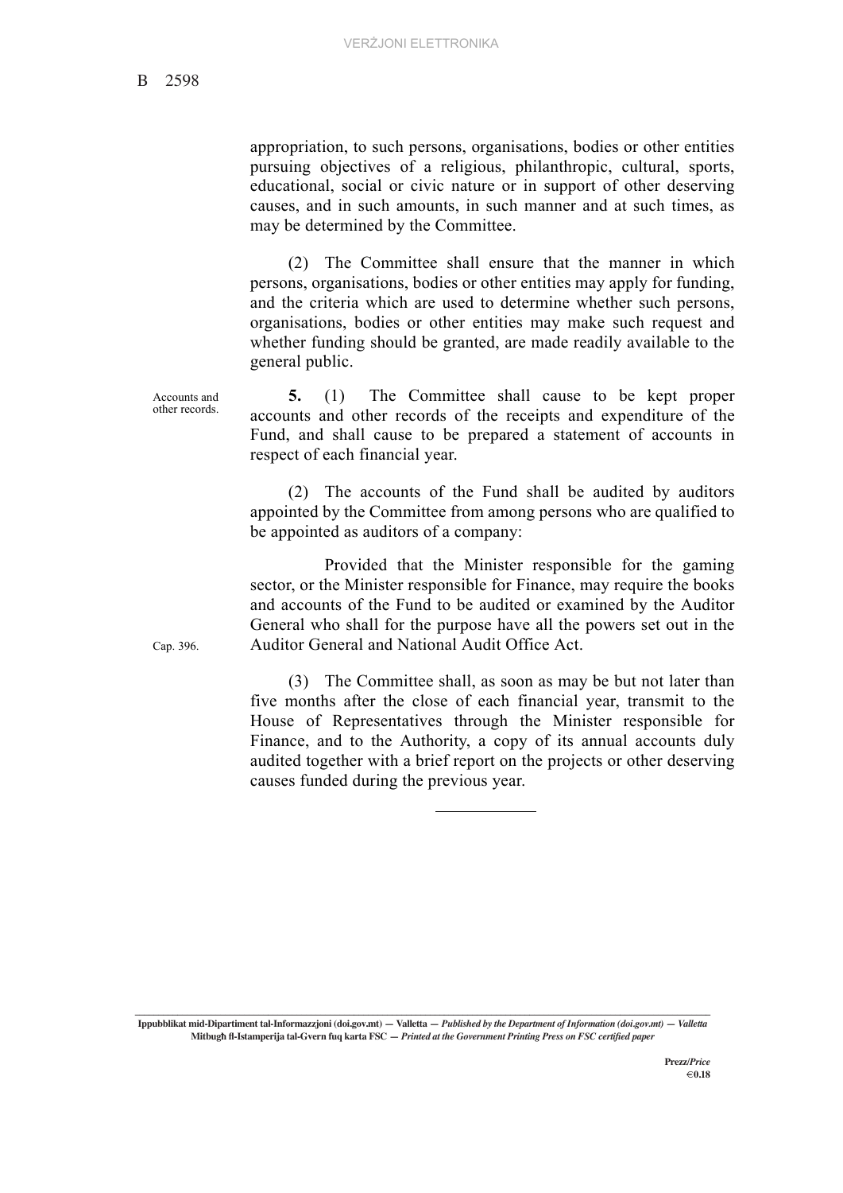appropriation, to such persons, organisations, bodies or other entities pursuing objectives of a religious, philanthropic, cultural, sports, educational, social or civic nature or in support of other deserving causes, and in such amounts, in such manner and at such times, as may be determined by the Committee.

(2) The Committee shall ensure that the manner in which persons, organisations, bodies or other entities may apply for funding, and the criteria which are used to determine whether such persons, organisations, bodies or other entities may make such request and whether funding should be granted, are made readily available to the general public.

Accounts and other records.

**5.** (1) The Committee shall cause to be kept proper accounts and other records of the receipts and expenditure of the Fund, and shall cause to be prepared a statement of accounts in respect of each financial year.

(2) The accounts of the Fund shall be audited by auditors appointed by the Committee from among persons who are qualified to be appointed as auditors of a company:

Provided that the Minister responsible for the gaming sector, or the Minister responsible for Finance, may require the books and accounts of the Fund to be audited or examined by the Auditor General who shall for the purpose have all the powers set out in the Auditor General and National Audit Office Act.

Cap. 396.

(3) The Committee shall, as soon as may be but not later than five months after the close of each financial year, transmit to the House of Representatives through the Minister responsible for Finance, and to the Authority, a copy of its annual accounts duly audited together with a brief report on the projects or other deserving causes funded during the previous year.

---

**Ippubblikat mid-Dipartiment tal-Informazzjoni (doi.gov.mt) — Valletta —** ***Published by the Department of Information (doi.gov.mt) — Valletta***
**Mitbugħ fl-Istamperija tal-Gvern fuq karta FSC —** ***Printed at the Government Printing Press on FSC certified paper***

**Prezz/*Price***
**€0.18**